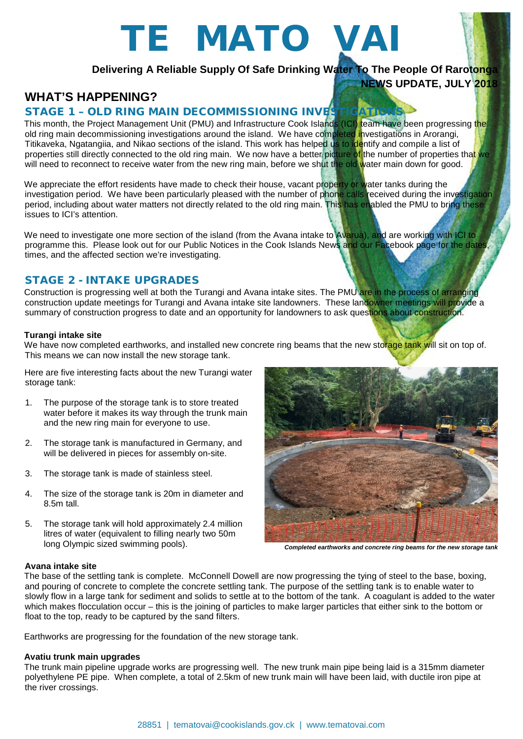# TE MATO VAI

**Delivering A Reliable Supply Of Safe Drinking Water To The People Of Rarotonga**

**NEWS UPDATE, JULY 2018**

## WHAT'S HAPPENING?

### STAGE 1 – OLD RING MAIN DECOMMISSIONING INVESTIGATIONS

This month, the Project Management Unit (PMU) and Infrastructure Cook Islands (ICI) team have been progressing the old ring main decommissioning investigations around the island. We have completed investigations in Arorangi, Titikaveka, Ngatangiia, and Nikao sections of the island. This work has helped us to identify and compile a list of properties still directly connected to the old ring main. We now have a better picture of the number of properties that we will need to reconnect to receive water from the new ring main, before we shut the old water main down for good.

We appreciate the effort residents have made to check their house, vacant property or water tanks during the investigation period. We have been particularly pleased with the number of phone calls received during the investigation period, including about water matters not directly related to the old ring main. This has enabled the PMU to bring these issues to ICI's attention.

We need to investigate one more section of the island (from the Avana intake to Avarua), and are working with ICI to programme this. Please look out for our Public Notices in the Cook Islands News and our Facebook page for the dates, times, and the affected section we're investigating.

### STAGE 2 - INTAKE UPGRADES

Construction is progressing well at both the Turangi and Avana intake sites. The PMU are in the process of arranging construction update meetings for Turangi and Avana intake site landowners. These landowner meetings will provide a summary of construction progress to date and an opportunity for landowners to ask questions about construction.

#### Turangi intake site

We have now completed earthworks, and installed new concrete ring beams that the new storage tank will sit on top of. This means we can now install the new storage tank.

Here are five interesting facts about the new Turangi water storage tank:

1. The purpose of the storage tank is to store treated water before it makes its way through the trunk main and the new ring main for everyone to use.
2. The storage tank is manufactured in Germany, and will be delivered in pieces for assembly on-site.
3. The storage tank is made of stainless steel.
4. The size of the storage tank is 20m in diameter and 8.5m tall.
5. The storage tank will hold approximately 2.4 million litres of water (equivalent to filling nearly two 50m long Olympic sized swimming pools).

*Completed earthworks and concrete ring beams for the new storage tank*

#### Avana intake site

The base of the settling tank is complete. McConnell Dowell are now progressing the tying of steel to the base, boxing, and pouring of concrete to complete the concrete settling tank. The purpose of the settling tank is to enable water to slowly flow in a large tank for sediment and solids to settle at to the bottom of the tank. A coagulant is added to the water which makes flocculation occur – this is the joining of particles to make larger particles that either sink to the bottom or float to the top, ready to be captured by the sand filters.

Earthworks are progressing for the foundation of the new storage tank.

#### Avatiu trunk main upgrades

The trunk main pipeline upgrade works are progressing well. The new trunk main pipe being laid is a 315mm diameter polyethylene PE pipe. When complete, a total of 2.5km of new trunk main will have been laid, with ductile iron pipe at the river crossings.

28851 | tematovai@cookislands.gov.ck | www.tematovai.com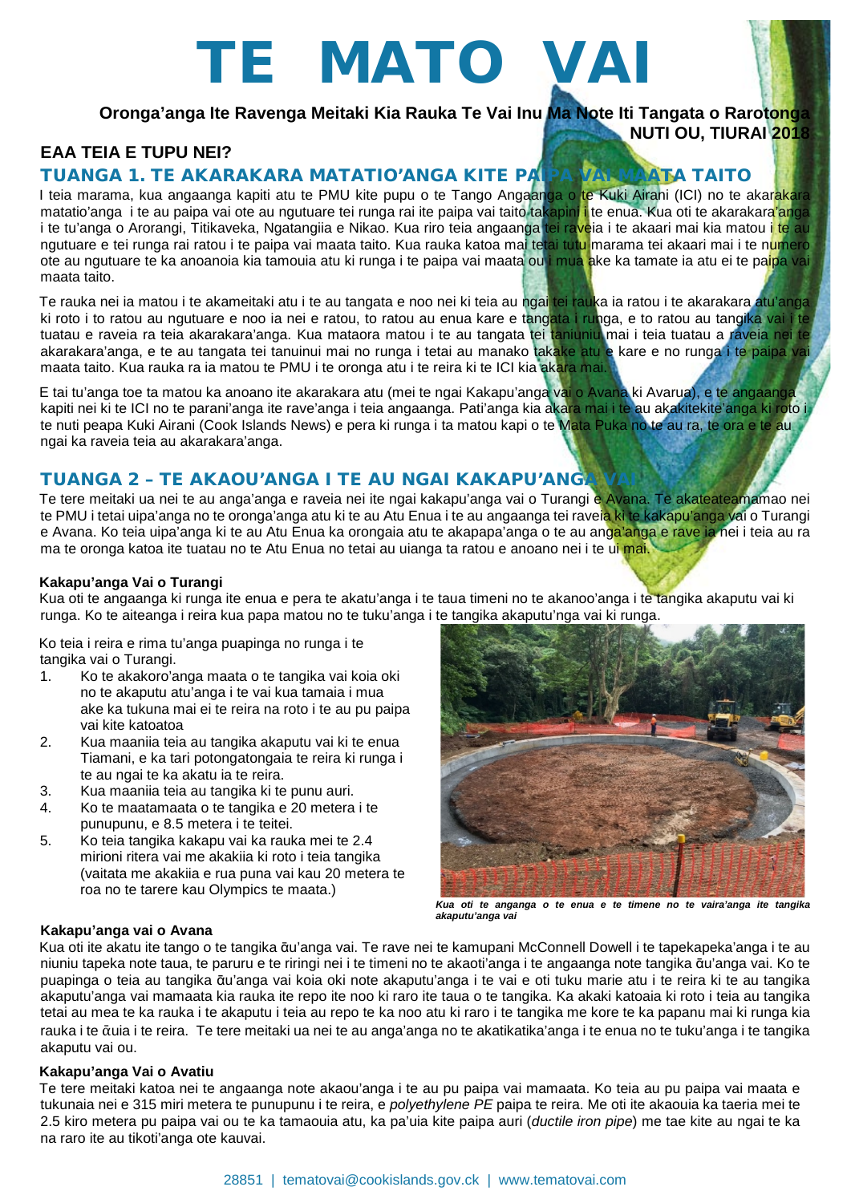# TE MATO VAI

**Oronga'anga Ite Ravenga Meitaki Kia Rauka Te Vai Inu Ma Note Iti Tangata o Rarotonga**

**NUTI OU, TIURAI 2018**

## EAA TEIA E TUPU NEI?

### TUANGA 1. TE AKARAKARA MATATIO'ANGA KITE PAIPA VAI MAATA TAITO

I teia marama, kua angaanga kapiti atu te PMU kite pupu o te Tango Angaanga o te Kuki Airani (ICI) no te akarakara matatio'anga i te au paipa vai ote au ngutuare tei runga rai ite paipa vai taito takapini i te enua. Kua oti te akarakara'anga i te tu'anga o Arorangi, Titikaveka, Ngatangiia e Nikao. Kua riro teia angaanga tei raveia i te akaari mai kia matou i te au ngutuare e tei runga rai ratou i te paipa vai maata taito. Kua rauka katoa mai tetai tutu marama tei akaari mai i te numero ote au ngutuare te ka anoanoia kia tamouia atu ki runga i te paipa vai maata ou i mua ake ka tamate ia atu ei te paipa vai maata taito.

Te rauka nei ia matou i te akameitaki atu i te au tangata e noo nei ki teia au ngai tei rauka ia ratou i te akarakara atu'anga ki roto i to ratou au ngutuare e noo ia nei e ratou, to ratou au enua kare e tangata i runga, e to ratou au tangika vai i te tuatau e raveia ra teia akarakara'anga. Kua mataora matou i te au tangata tei taniuniu mai i teia tuatau a raveia nei te akarakara'anga, e te au tangata tei tanuinui mai no runga i tetai au manako takake atu e kare e no runga i te paipa vai maata taito. Kua rauka ra ia matou te PMU i te oronga atu i te reira ki te ICI kia akara mai.

E tai tu'anga toe ta matou ka anoano ite akarakara atu (mei te ngai Kakapu'anga vai o Avana ki Avarua), e te angaanga kapiti nei ki te ICI no te parani'anga ite rave'anga i teia angaanga. Pati'anga kia akara mai i te au akakitekite'anga ki roto i te nuti peapa Kuki Airani (Cook Islands News) e pera ki runga i ta matou kapi o te Mata Puka no te au ra, te ora e te au ngai ka raveia teia au akarakara'anga.

### TUANGA 2 – TE AKAOU'ANGA I TE AU NGAI KAKAPU'ANGA VAI

Te tere meitaki ua nei te au anga'anga e raveia nei ite ngai kakapu'anga vai o Turangi e Avana. Te akateateamamao nei te PMU i tetai uipa'anga no te oronga'anga atu ki te au Atu Enua i te au angaanga tei raveia ki te kakapu'anga vai o Turangi e Avana. Ko teia uipa'anga ki te au Atu Enua ka orongaia atu te akapapa'anga o te au anga'anga e rave ia nei i teia au ra ma te oronga katoa ite tuatau no te Atu Enua no tetai au uianga ta ratou e anoano nei i te ui mai.

#### Kakapu'anga Vai o Turangi

Kua oti te angaanga ki runga ite enua e pera te akatu'anga i te taua timeni no te akanoo'anga i te tangika akaputu vai ki runga. Ko te aiteanga i reira kua papa matou no te tuku'anga i te tangika akaputu'nga vai ki runga.

Ko teia i reira e rima tu'anga puapinga no runga i te tangika vai o Turangi.

1. Ko te akakoro'anga maata o te tangika vai koia oki no te akaputu atu'anga i te vai kua tamaia i mua ake ka tukuna mai ei te reira na roto i te au pu paipa vai kite katoatoa
2. Kua maaniia teia au tangika akaputu vai ki te enua Tiamani, e ka tari potongatongaia te reira ki runga i te au ngai te ka akatu ia te reira.
3. Kua maaniia teia au tangika ki te punu auri.
4. Ko te maatamaata o te tangika e 20 metera i te punupunu, e 8.5 metera i te teitei.
5. Ko teia tangika kakapu vai ka rauka mei te 2.4 mirioni ritera vai me akakiia ki roto i teia tangika (vaitata me akakiia e rua puna vai kau 20 metera te roa no te tarere kau Olympics te maata.)

*Kua oti te anganga o te enua e te timene no te vaira'anga ite tangika akaputu'anga vai*

#### Kakapu'anga vai o Avana

Kua oti ite akatu ite tango o te tangika ᾱu'anga vai. Te rave nei te kamupani McConnell Dowell i te tapekapeka'anga i te au niuniu tapeka note taua, te paruru e te riringi nei i te timeni no te akaoti'anga i te angaanga note tangika ᾱu'anga vai. Ko te puapinga o teia au tangika ᾱu'anga vai koia oki note akaputu'anga i te vai e oti tuku marie atu i te reira ki te au tangika akaputu'anga vai mamaata kia rauka ite repo ite noo ki raro ite taua o te tangika. Ka akaki katoaia ki roto i teia au tangika tetai au mea te ka rauka i te akaputu i teia au repo te ka noo atu ki raro i te tangika me kore te ka papanu mai ki runga kia rauka i te ᾱuia i te reira. Te tere meitaki ua nei te au anga'anga no te akatikatika'anga i te enua no te tuku'anga i te tangika akaputu vai ou.

#### Kakapu'anga Vai o Avatiu

Te tere meitaki katoa nei te angaanga note akaou'anga i te au pu paipa vai mamaata. Ko teia au pu paipa vai maata e tukunaia nei e 315 miri metera te punupunu i te reira, e *polyethylene PE* paipa te reira. Me oti ite akaouia ka taeria mei te 2.5 kiro metera pu paipa vai ou te ka tamaouia atu, ka pa'uia kite paipa auri (*ductile iron pipe*) me tae kite au ngai te ka na raro ite au tikoti'anga ote kauvai.

28851 | tematovai@cookislands.gov.ck | www.tematovai.com